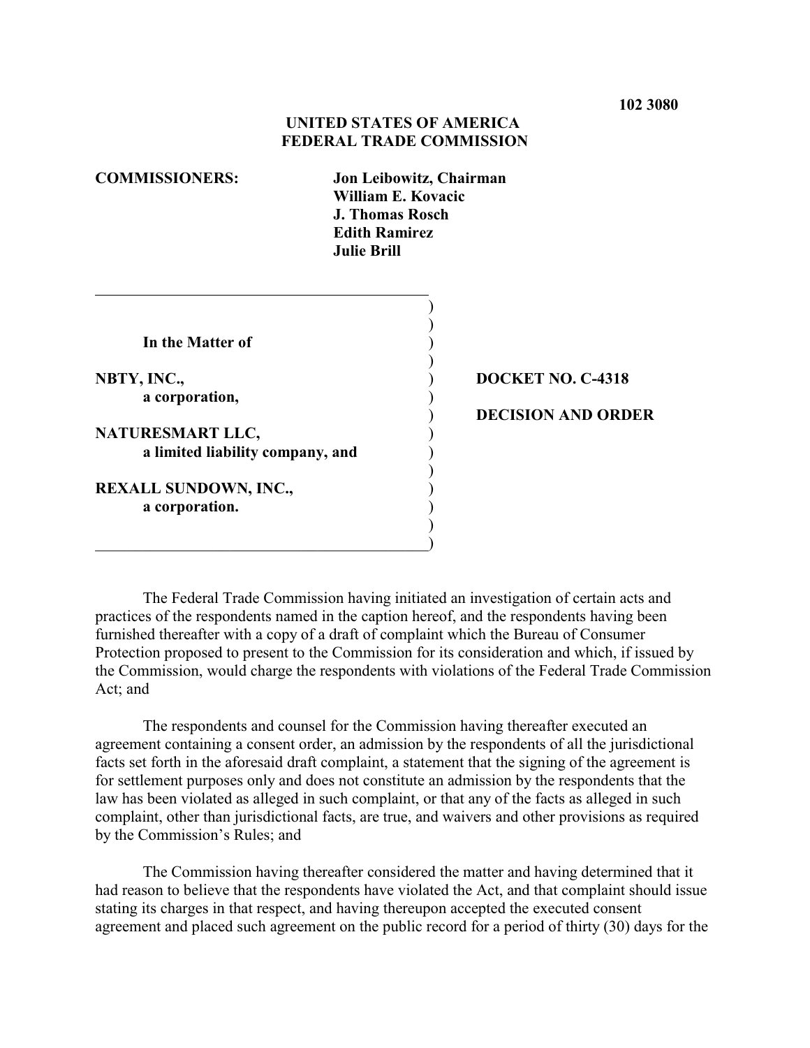**102 3080**

# UNITED STATES OF AMERICA
# FEDERAL TRADE COMMISSION

**COMMISSIONERS:** **Jon Leibowitz, Chairman**
**William E. Kovacic**
**J. Thomas Rosch**
**Edith Ramirez**
**Julie Brill**

| | |
|---|---|
| **In the Matter of** | |
| **NBTY, INC.,** a corporation, | **DOCKET NO. C-4318** |
| **NATURESMART LLC,** a limited liability company, and | **DECISION AND ORDER** |
| **REXALL SUNDOWN, INC.,** a corporation. | |

The Federal Trade Commission having initiated an investigation of certain acts and practices of the respondents named in the caption hereof, and the respondents having been furnished thereafter with a copy of a draft of complaint which the Bureau of Consumer Protection proposed to present to the Commission for its consideration and which, if issued by the Commission, would charge the respondents with violations of the Federal Trade Commission Act; and

The respondents and counsel for the Commission having thereafter executed an agreement containing a consent order, an admission by the respondents of all the jurisdictional facts set forth in the aforesaid draft complaint, a statement that the signing of the agreement is for settlement purposes only and does not constitute an admission by the respondents that the law has been violated as alleged in such complaint, or that any of the facts as alleged in such complaint, other than jurisdictional facts, are true, and waivers and other provisions as required by the Commission's Rules; and

The Commission having thereafter considered the matter and having determined that it had reason to believe that the respondents have violated the Act, and that complaint should issue stating its charges in that respect, and having thereupon accepted the executed consent agreement and placed such agreement on the public record for a period of thirty (30) days for the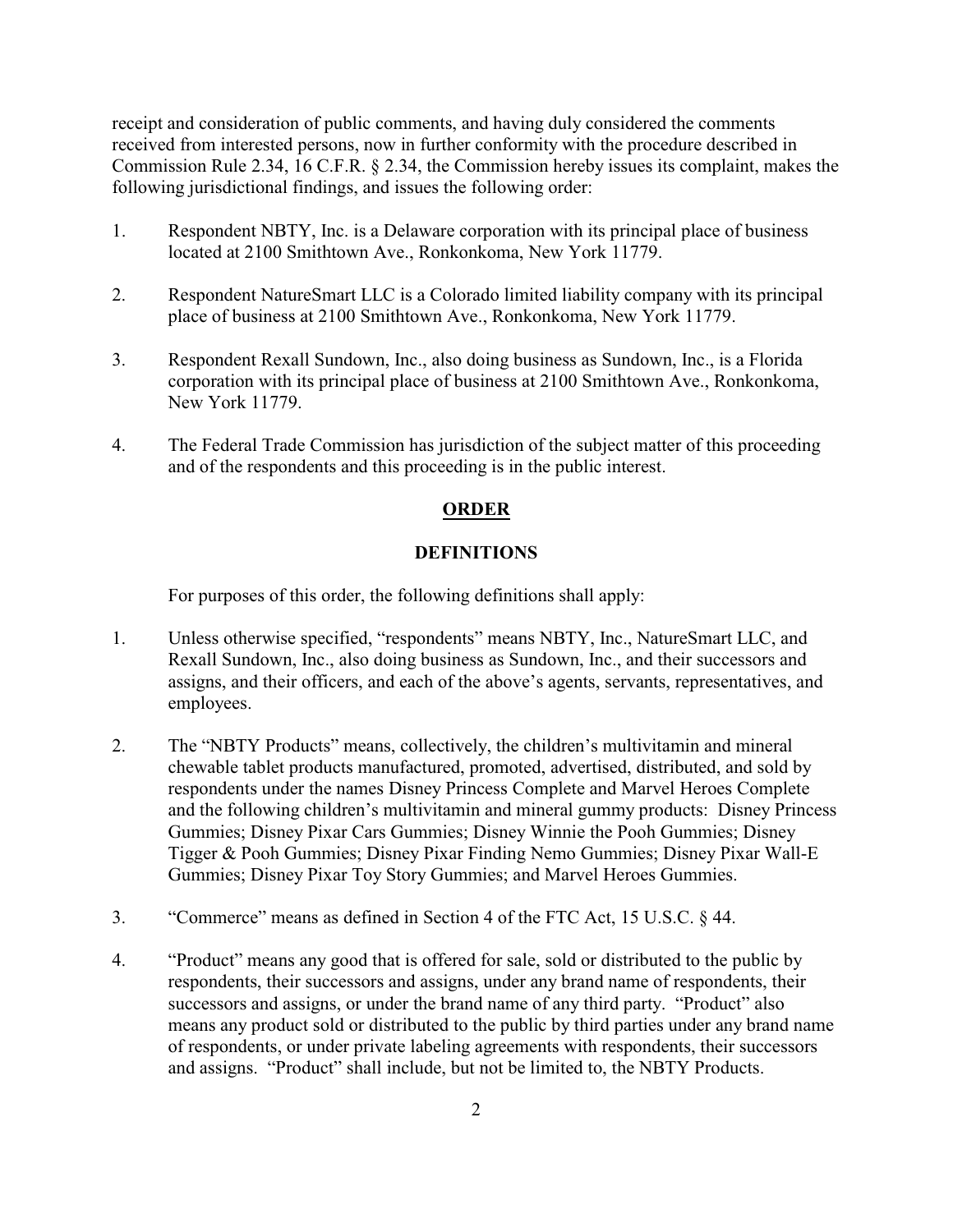receipt and consideration of public comments, and having duly considered the comments received from interested persons, now in further conformity with the procedure described in Commission Rule 2.34, 16 C.F.R. § 2.34, the Commission hereby issues its complaint, makes the following jurisdictional findings, and issues the following order:

1. Respondent NBTY, Inc. is a Delaware corporation with its principal place of business located at 2100 Smithtown Ave., Ronkonkoma, New York 11779.

2. Respondent NatureSmart LLC is a Colorado limited liability company with its principal place of business at 2100 Smithtown Ave., Ronkonkoma, New York 11779.

3. Respondent Rexall Sundown, Inc., also doing business as Sundown, Inc., is a Florida corporation with its principal place of business at 2100 Smithtown Ave., Ronkonkoma, New York 11779.

4. The Federal Trade Commission has jurisdiction of the subject matter of this proceeding and of the respondents and this proceeding is in the public interest.

## **ORDER**

### **DEFINITIONS**

For purposes of this order, the following definitions shall apply:

1. Unless otherwise specified, "respondents" means NBTY, Inc., NatureSmart LLC, and Rexall Sundown, Inc., also doing business as Sundown, Inc., and their successors and assigns, and their officers, and each of the above's agents, servants, representatives, and employees.

2. The "NBTY Products" means, collectively, the children's multivitamin and mineral chewable tablet products manufactured, promoted, advertised, distributed, and sold by respondents under the names Disney Princess Complete and Marvel Heroes Complete and the following children's multivitamin and mineral gummy products: Disney Princess Gummies; Disney Pixar Cars Gummies; Disney Winnie the Pooh Gummies; Disney Tigger & Pooh Gummies; Disney Pixar Finding Nemo Gummies; Disney Pixar Wall-E Gummies; Disney Pixar Toy Story Gummies; and Marvel Heroes Gummies.

3. "Commerce" means as defined in Section 4 of the FTC Act, 15 U.S.C. § 44.

4. "Product" means any good that is offered for sale, sold or distributed to the public by respondents, their successors and assigns, under any brand name of respondents, their successors and assigns, or under the brand name of any third party. "Product" also means any product sold or distributed to the public by third parties under any brand name of respondents, or under private labeling agreements with respondents, their successors and assigns. "Product" shall include, but not be limited to, the NBTY Products.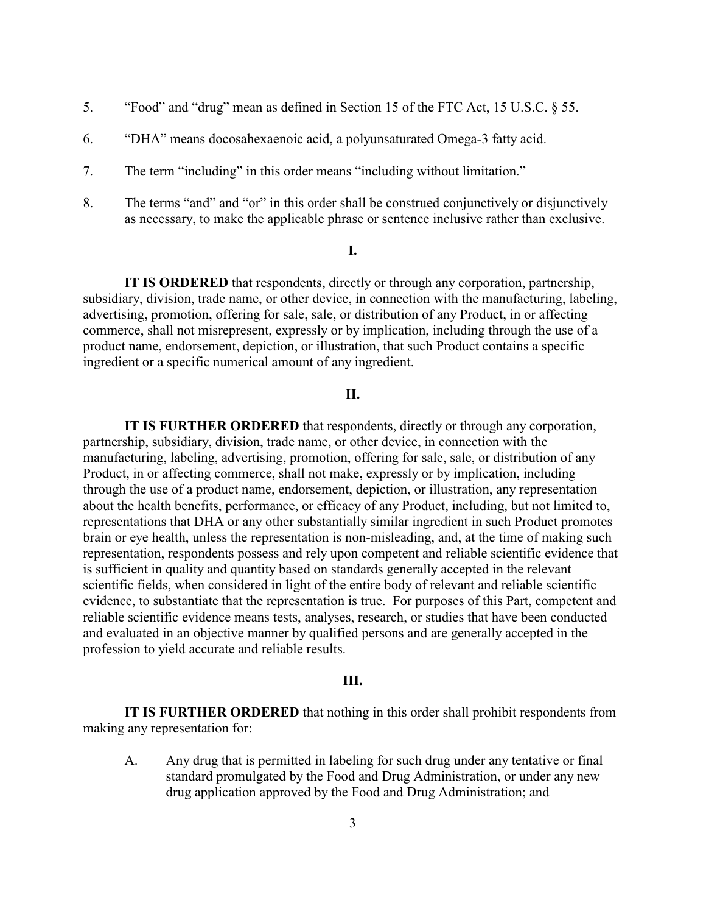5. "Food" and "drug" mean as defined in Section 15 of the FTC Act, 15 U.S.C. § 55.

6. "DHA" means docosahexaenoic acid, a polyunsaturated Omega-3 fatty acid.

7. The term "including" in this order means "including without limitation."

8. The terms "and" and "or" in this order shall be construed conjunctively or disjunctively as necessary, to make the applicable phrase or sentence inclusive rather than exclusive.

**I.**

**IT IS ORDERED** that respondents, directly or through any corporation, partnership, subsidiary, division, trade name, or other device, in connection with the manufacturing, labeling, advertising, promotion, offering for sale, sale, or distribution of any Product, in or affecting commerce, shall not misrepresent, expressly or by implication, including through the use of a product name, endorsement, depiction, or illustration, that such Product contains a specific ingredient or a specific numerical amount of any ingredient.

**II.**

**IT IS FURTHER ORDERED** that respondents, directly or through any corporation, partnership, subsidiary, division, trade name, or other device, in connection with the manufacturing, labeling, advertising, promotion, offering for sale, sale, or distribution of any Product, in or affecting commerce, shall not make, expressly or by implication, including through the use of a product name, endorsement, depiction, or illustration, any representation about the health benefits, performance, or efficacy of any Product, including, but not limited to, representations that DHA or any other substantially similar ingredient in such Product promotes brain or eye health, unless the representation is non-misleading, and, at the time of making such representation, respondents possess and rely upon competent and reliable scientific evidence that is sufficient in quality and quantity based on standards generally accepted in the relevant scientific fields, when considered in light of the entire body of relevant and reliable scientific evidence, to substantiate that the representation is true. For purposes of this Part, competent and reliable scientific evidence means tests, analyses, research, or studies that have been conducted and evaluated in an objective manner by qualified persons and are generally accepted in the profession to yield accurate and reliable results.

**III.**

**IT IS FURTHER ORDERED** that nothing in this order shall prohibit respondents from making any representation for:

A. Any drug that is permitted in labeling for such drug under any tentative or final standard promulgated by the Food and Drug Administration, or under any new drug application approved by the Food and Drug Administration; and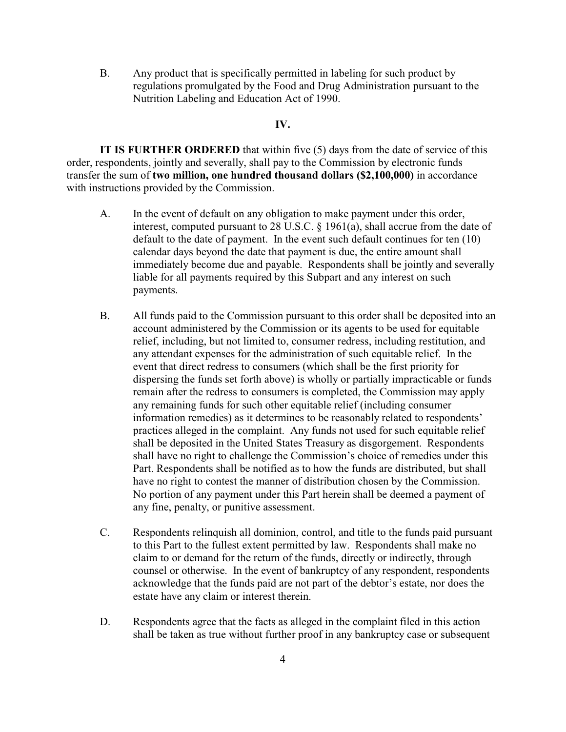B. Any product that is specifically permitted in labeling for such product by regulations promulgated by the Food and Drug Administration pursuant to the Nutrition Labeling and Education Act of 1990.

## IV.

**IT IS FURTHER ORDERED** that within five (5) days from the date of service of this order, respondents, jointly and severally, shall pay to the Commission by electronic funds transfer the sum of **two million, one hundred thousand dollars ($2,100,000)** in accordance with instructions provided by the Commission.

A. In the event of default on any obligation to make payment under this order, interest, computed pursuant to 28 U.S.C. § 1961(a), shall accrue from the date of default to the date of payment. In the event such default continues for ten (10) calendar days beyond the date that payment is due, the entire amount shall immediately become due and payable. Respondents shall be jointly and severally liable for all payments required by this Subpart and any interest on such payments.

B. All funds paid to the Commission pursuant to this order shall be deposited into an account administered by the Commission or its agents to be used for equitable relief, including, but not limited to, consumer redress, including restitution, and any attendant expenses for the administration of such equitable relief. In the event that direct redress to consumers (which shall be the first priority for dispersing the funds set forth above) is wholly or partially impracticable or funds remain after the redress to consumers is completed, the Commission may apply any remaining funds for such other equitable relief (including consumer information remedies) as it determines to be reasonably related to respondents' practices alleged in the complaint. Any funds not used for such equitable relief shall be deposited in the United States Treasury as disgorgement. Respondents shall have no right to challenge the Commission's choice of remedies under this Part. Respondents shall be notified as to how the funds are distributed, but shall have no right to contest the manner of distribution chosen by the Commission. No portion of any payment under this Part herein shall be deemed a payment of any fine, penalty, or punitive assessment.

C. Respondents relinquish all dominion, control, and title to the funds paid pursuant to this Part to the fullest extent permitted by law. Respondents shall make no claim to or demand for the return of the funds, directly or indirectly, through counsel or otherwise. In the event of bankruptcy of any respondent, respondents acknowledge that the funds paid are not part of the debtor's estate, nor does the estate have any claim or interest therein.

D. Respondents agree that the facts as alleged in the complaint filed in this action shall be taken as true without further proof in any bankruptcy case or subsequent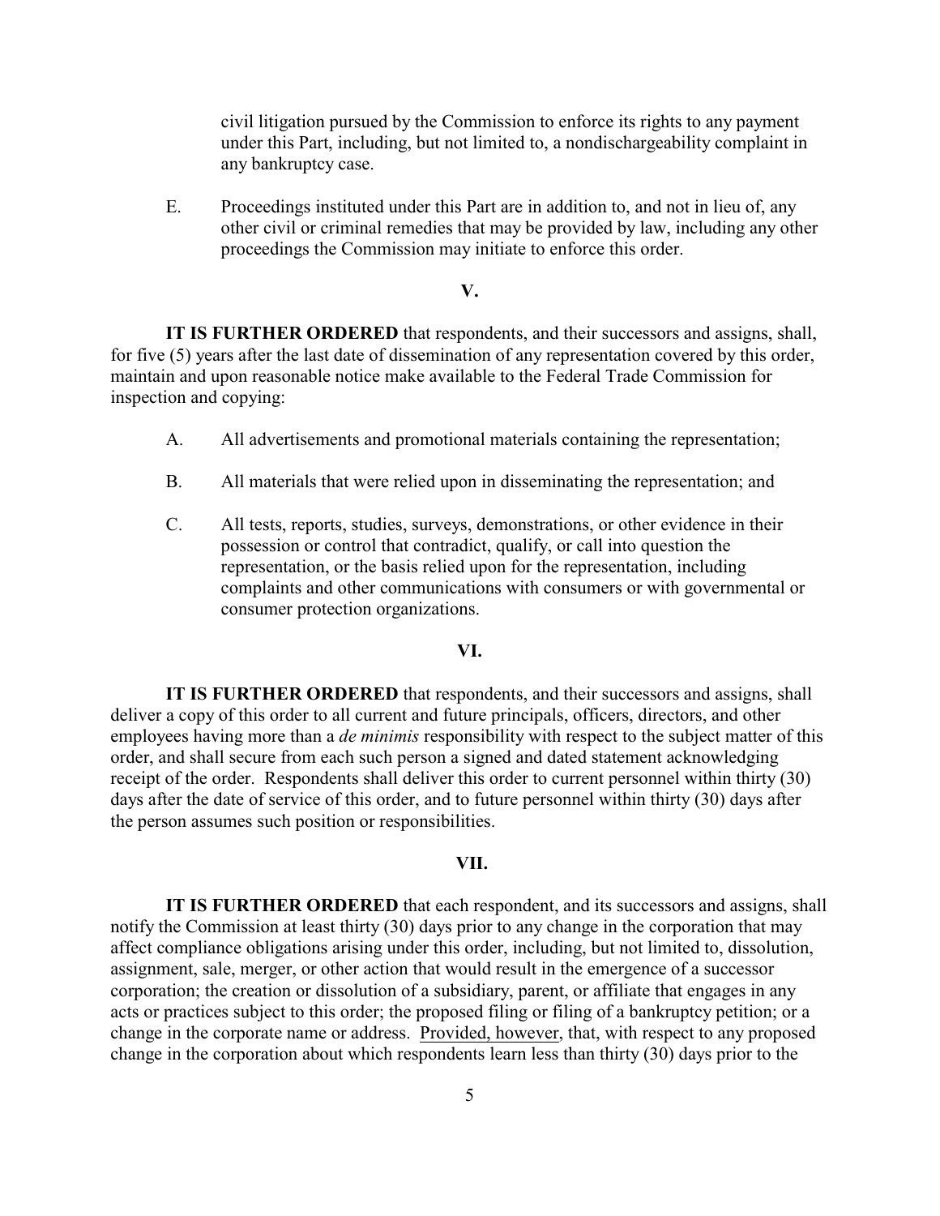civil litigation pursued by the Commission to enforce its rights to any payment under this Part, including, but not limited to, a nondischargeability complaint in any bankruptcy case.

E. Proceedings instituted under this Part are in addition to, and not in lieu of, any other civil or criminal remedies that may be provided by law, including any other proceedings the Commission may initiate to enforce this order.

## V.

**IT IS FURTHER ORDERED** that respondents, and their successors and assigns, shall, for five (5) years after the last date of dissemination of any representation covered by this order, maintain and upon reasonable notice make available to the Federal Trade Commission for inspection and copying:

A. All advertisements and promotional materials containing the representation;

B. All materials that were relied upon in disseminating the representation; and

C. All tests, reports, studies, surveys, demonstrations, or other evidence in their possession or control that contradict, qualify, or call into question the representation, or the basis relied upon for the representation, including complaints and other communications with consumers or with governmental or consumer protection organizations.

## VI.

**IT IS FURTHER ORDERED** that respondents, and their successors and assigns, shall deliver a copy of this order to all current and future principals, officers, directors, and other employees having more than a *de minimis* responsibility with respect to the subject matter of this order, and shall secure from each such person a signed and dated statement acknowledging receipt of the order. Respondents shall deliver this order to current personnel within thirty (30) days after the date of service of this order, and to future personnel within thirty (30) days after the person assumes such position or responsibilities.

## VII.

**IT IS FURTHER ORDERED** that each respondent, and its successors and assigns, shall notify the Commission at least thirty (30) days prior to any change in the corporation that may affect compliance obligations arising under this order, including, but not limited to, dissolution, assignment, sale, merger, or other action that would result in the emergence of a successor corporation; the creation or dissolution of a subsidiary, parent, or affiliate that engages in any acts or practices subject to this order; the proposed filing or filing of a bankruptcy petition; or a change in the corporate name or address. Provided, however, that, with respect to any proposed change in the corporation about which respondents learn less than thirty (30) days prior to the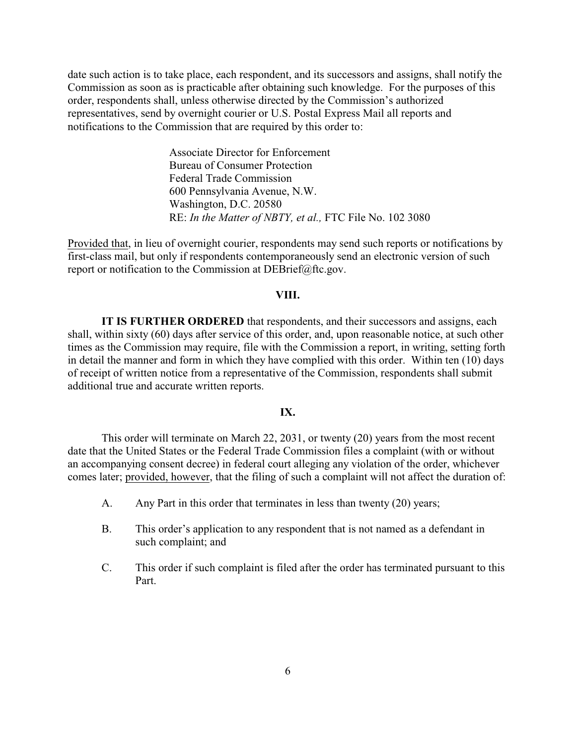date such action is to take place, each respondent, and its successors and assigns, shall notify the Commission as soon as is practicable after obtaining such knowledge. For the purposes of this order, respondents shall, unless otherwise directed by the Commission's authorized representatives, send by overnight courier or U.S. Postal Express Mail all reports and notifications to the Commission that are required by this order to:

> Associate Director for Enforcement
> Bureau of Consumer Protection
> Federal Trade Commission
> 600 Pennsylvania Avenue, N.W.
> Washington, D.C. 20580
> RE: *In the Matter of NBTY, et al.,* FTC File No. 102 3080

Provided that, in lieu of overnight courier, respondents may send such reports or notifications by first-class mail, but only if respondents contemporaneously send an electronic version of such report or notification to the Commission at DEBrief@ftc.gov.

## VIII.

**IT IS FURTHER ORDERED** that respondents, and their successors and assigns, each shall, within sixty (60) days after service of this order, and, upon reasonable notice, at such other times as the Commission may require, file with the Commission a report, in writing, setting forth in detail the manner and form in which they have complied with this order. Within ten (10) days of receipt of written notice from a representative of the Commission, respondents shall submit additional true and accurate written reports.

## IX.

This order will terminate on March 22, 2031, or twenty (20) years from the most recent date that the United States or the Federal Trade Commission files a complaint (with or without an accompanying consent decree) in federal court alleging any violation of the order, whichever comes later; provided, however, that the filing of such a complaint will not affect the duration of:

A. Any Part in this order that terminates in less than twenty (20) years;

B. This order's application to any respondent that is not named as a defendant in such complaint; and

C. This order if such complaint is filed after the order has terminated pursuant to this Part.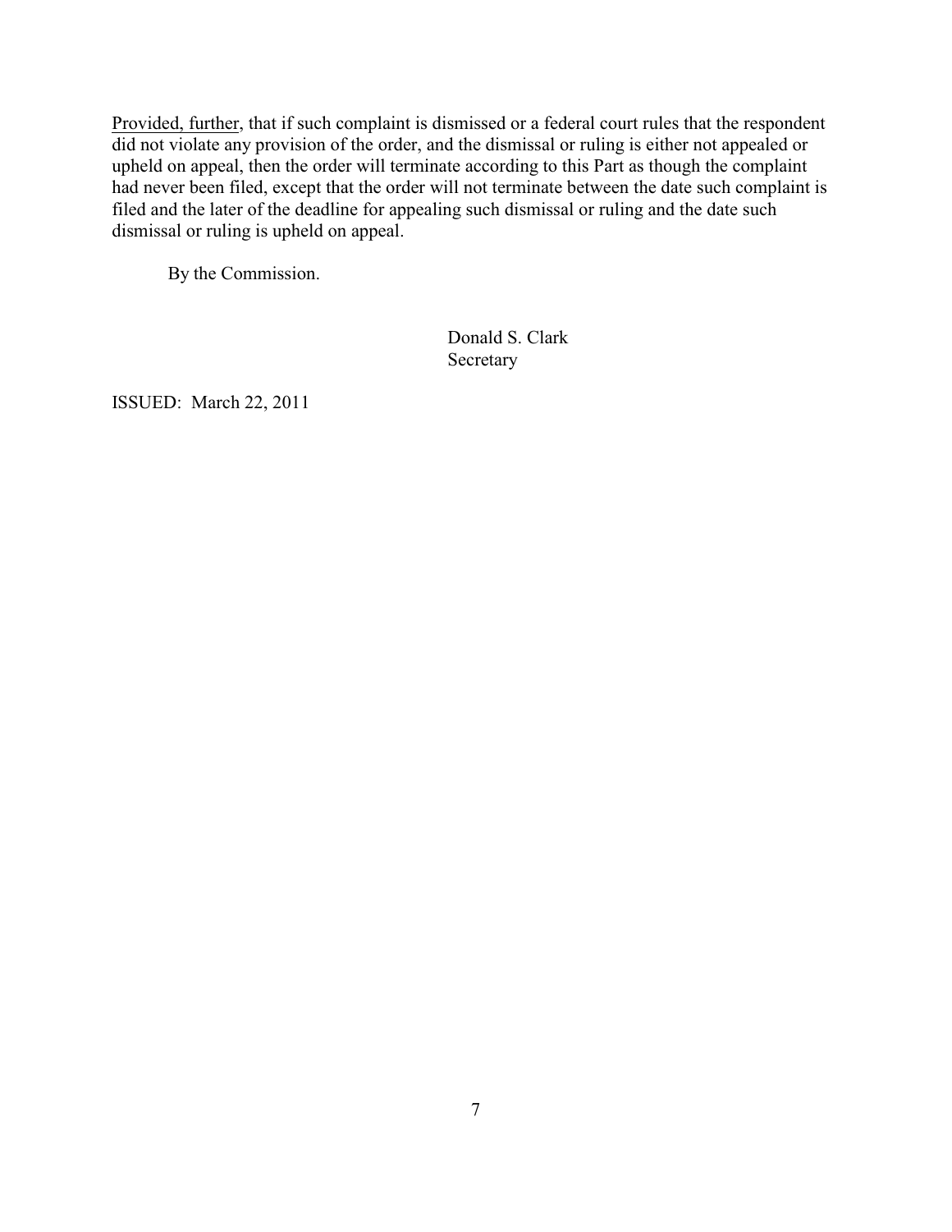<u>Provided, further</u>, that if such complaint is dismissed or a federal court rules that the respondent did not violate any provision of the order, and the dismissal or ruling is either not appealed or upheld on appeal, then the order will terminate according to this Part as though the complaint had never been filed, except that the order will not terminate between the date such complaint is filed and the later of the deadline for appealing such dismissal or ruling and the date such dismissal or ruling is upheld on appeal.

By the Commission.

Donald S. Clark
Secretary

ISSUED: March 22, 2011